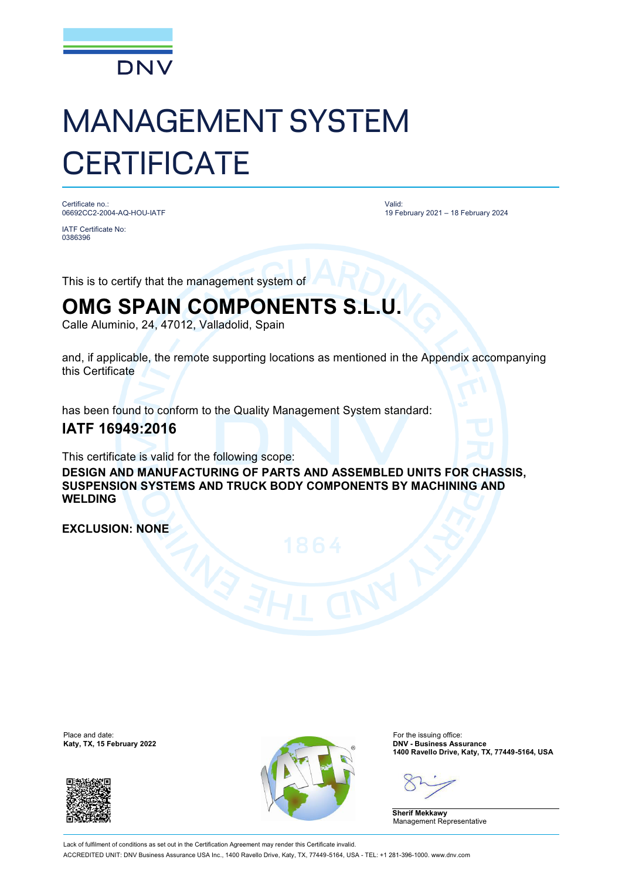DNV

# MANAGEMENT SYSTEM CERTIFICATE

Certificate no.:
06692CC2-2004-AQ-HOU-IATF

IATF Certificate No:
0386396

Valid:
19 February 2021 – 18 February 2024

This is to certify that the management system of

## OMG SPAIN COMPONENTS S.L.U.

Calle Aluminio, 24, 47012, Valladolid, Spain

and, if applicable, the remote supporting locations as mentioned in the Appendix accompanying this Certificate

has been found to conform to the Quality Management System standard:

### IATF 16949:2016

This certificate is valid for the following scope:

**DESIGN AND MANUFACTURING OF PARTS AND ASSEMBLED UNITS FOR CHASSIS, SUSPENSION SYSTEMS AND TRUCK BODY COMPONENTS BY MACHINING AND WELDING**

**EXCLUSION: NONE**

Place and date:
**Katy, TX, 15 February 2022**

For the issuing office:
**DNV - Business Assurance**
**1400 Ravello Drive, Katy, TX, 77449-5164, USA**

**Sherif Mekkawy**
Management Representative

Lack of fulfilment of conditions as set out in the Certification Agreement may render this Certificate invalid.

ACCREDITED UNIT: DNV Business Assurance USA Inc., 1400 Ravello Drive, Katy, TX, 77449-5164, USA - TEL: +1 281-396-1000. www.dnv.com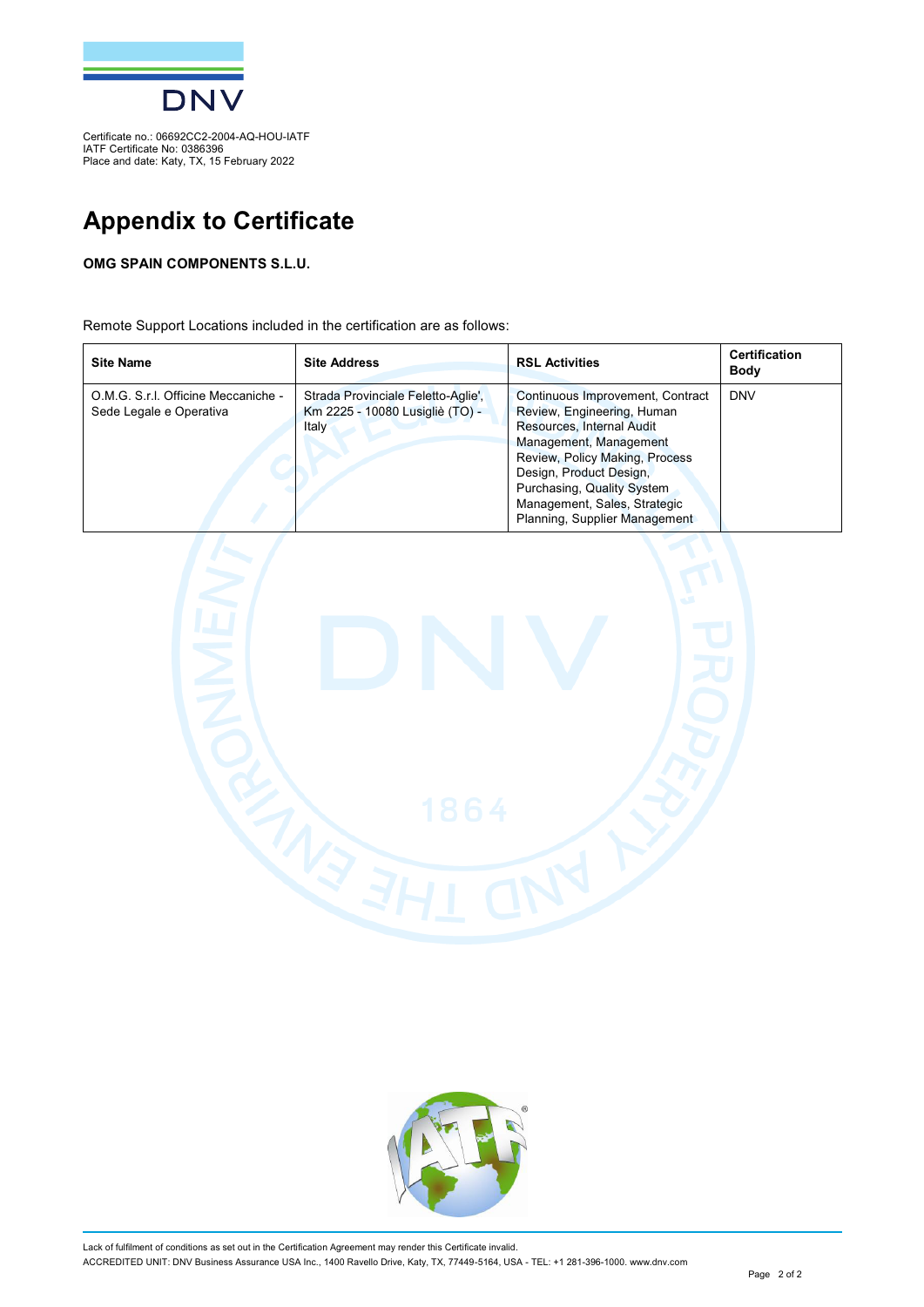Certificate no.: 06692CC2-2004-AQ-HOU-IATF
IATF Certificate No: 0386396
Place and date: Katy, TX, 15 February 2022

# Appendix to Certificate

**OMG SPAIN COMPONENTS S.L.U.**

Remote Support Locations included in the certification are as follows:

| Site Name | Site Address | RSL Activities | Certification Body |
| --- | --- | --- | --- |
| O.M.G. S.r.l. Officine Meccaniche - Sede Legale e Operativa | Strada Provinciale Feletto-Aglie', Km 2225 - 10080 Lusigliè (TO) - Italy | Continuous Improvement, Contract Review, Engineering, Human Resources, Internal Audit Management, Management Review, Policy Making, Process Design, Product Design, Purchasing, Quality System Management, Sales, Strategic Planning, Supplier Management | DNV |

Lack of fulfilment of conditions as set out in the Certification Agreement may render this Certificate invalid.

ACCREDITED UNIT: DNV Business Assurance USA Inc., 1400 Ravello Drive, Katy, TX, 77449-5164, USA - TEL: +1 281-396-1000. www.dnv.com